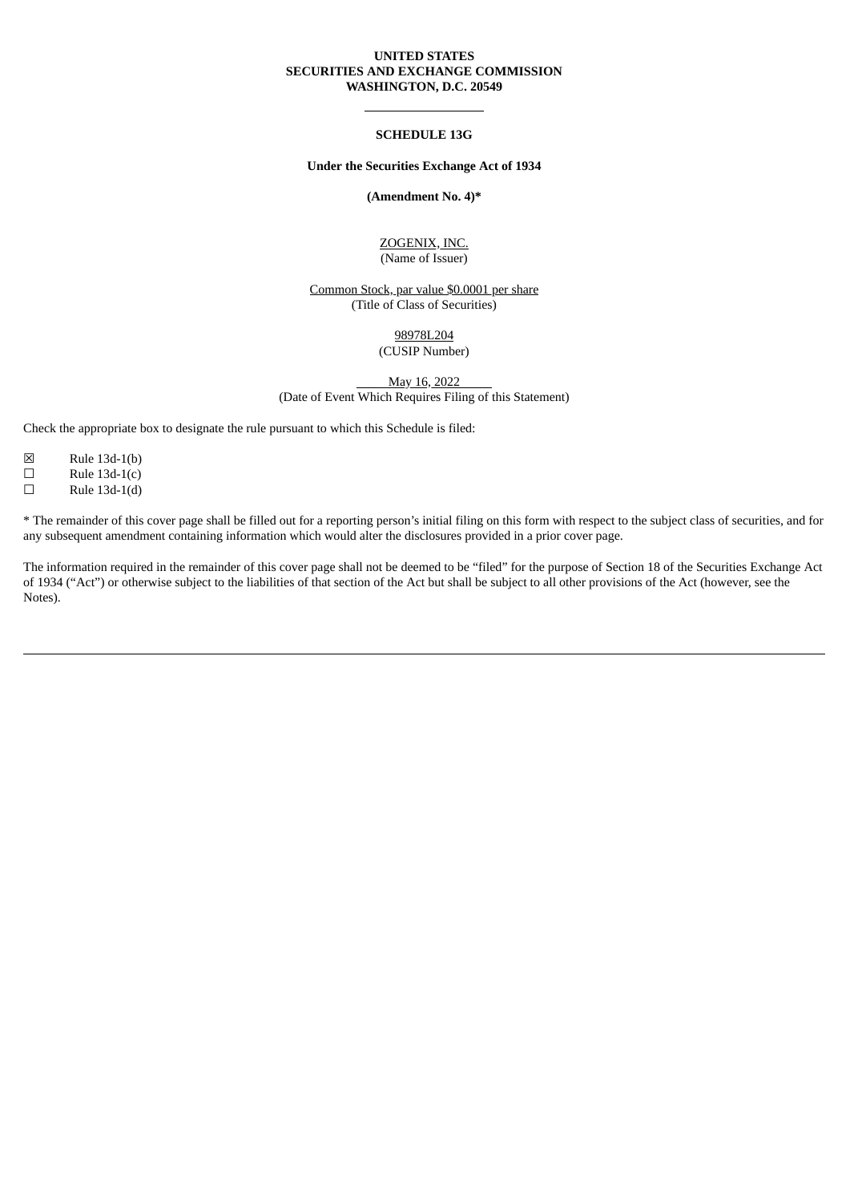**UNITED STATES**
**SECURITIES AND EXCHANGE COMMISSION**
**WASHINGTON, D.C. 20549**

---

**SCHEDULE 13G**

**Under the Securities Exchange Act of 1934**

**(Amendment No. 4)***

ZOGENIX, INC.
(Name of Issuer)

Common Stock, par value $0.0001 per share
(Title of Class of Securities)

98978L204
(CUSIP Number)

May 16, 2022
(Date of Event Which Requires Filing of this Statement)

Check the appropriate box to designate the rule pursuant to which this Schedule is filed:

☒ Rule 13d-1(b)
☐ Rule 13d-1(c)
☐ Rule 13d-1(d)

* The remainder of this cover page shall be filled out for a reporting person's initial filing on this form with respect to the subject class of securities, and for any subsequent amendment containing information which would alter the disclosures provided in a prior cover page.

The information required in the remainder of this cover page shall not be deemed to be "filed" for the purpose of Section 18 of the Securities Exchange Act of 1934 ("Act") or otherwise subject to the liabilities of that section of the Act but shall be subject to all other provisions of the Act (however, see the Notes).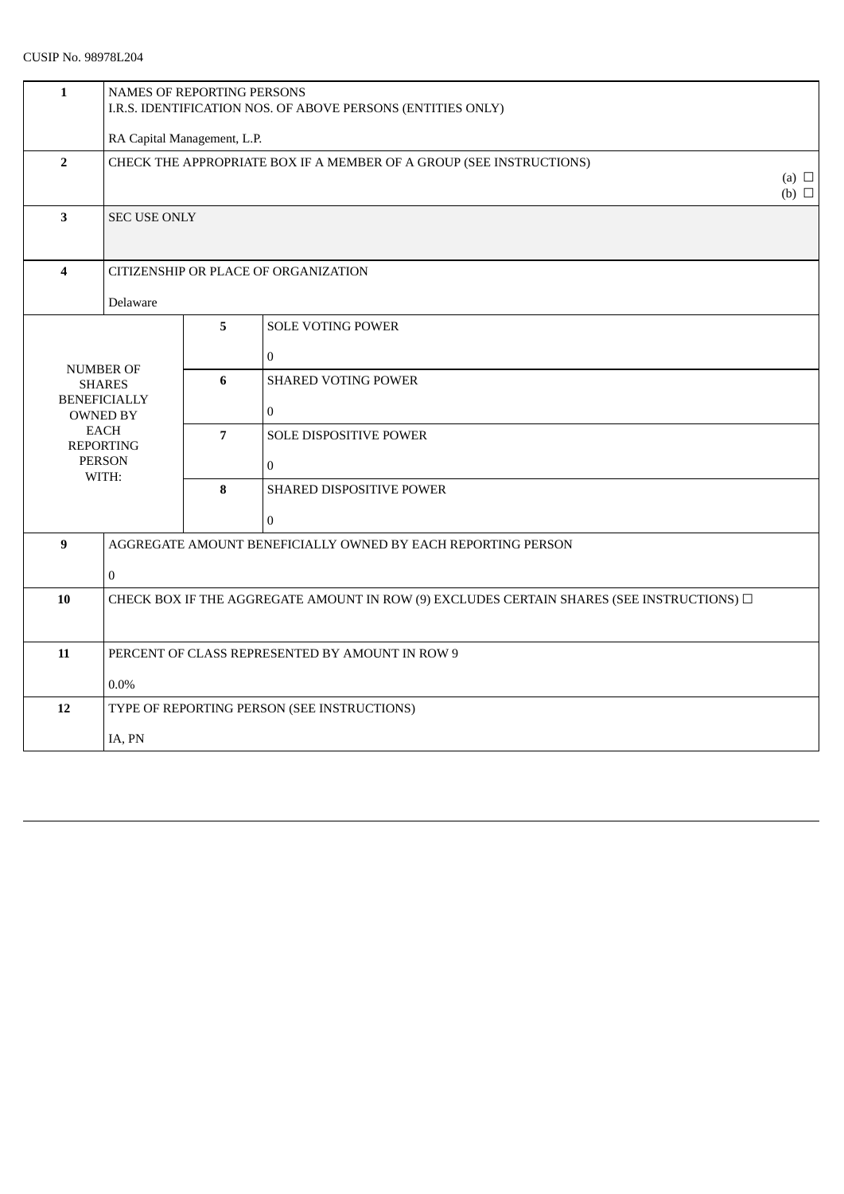CUSIP No. 98978L204

| | | | |
|---|---|---|---|
| 1 | NAMES OF REPORTING PERSONS<br>I.R.S. IDENTIFICATION NOS. OF ABOVE PERSONS (ENTITIES ONLY)<br><br>RA Capital Management, L.P. | | |
| 2 | CHECK THE APPROPRIATE BOX IF A MEMBER OF A GROUP (SEE INSTRUCTIONS)<br>(a) ☐<br>(b) ☐ | | |
| 3 | SEC USE ONLY | | |
| 4 | CITIZENSHIP OR PLACE OF ORGANIZATION<br><br>Delaware | | |
| NUMBER OF SHARES BENEFICIALLY OWNED BY EACH REPORTING PERSON WITH: | | 5 | SOLE VOTING POWER<br><br>0 |
| | | 6 | SHARED VOTING POWER<br><br>0 |
| | | 7 | SOLE DISPOSITIVE POWER<br><br>0 |
| | | 8 | SHARED DISPOSITIVE POWER<br><br>0 |
| 9 | AGGREGATE AMOUNT BENEFICIALLY OWNED BY EACH REPORTING PERSON<br><br>0 | | |
| 10 | CHECK BOX IF THE AGGREGATE AMOUNT IN ROW (9) EXCLUDES CERTAIN SHARES (SEE INSTRUCTIONS) ☐ | | |
| 11 | PERCENT OF CLASS REPRESENTED BY AMOUNT IN ROW 9<br><br>0.0% | | |
| 12 | TYPE OF REPORTING PERSON (SEE INSTRUCTIONS)<br><br>IA, PN | | |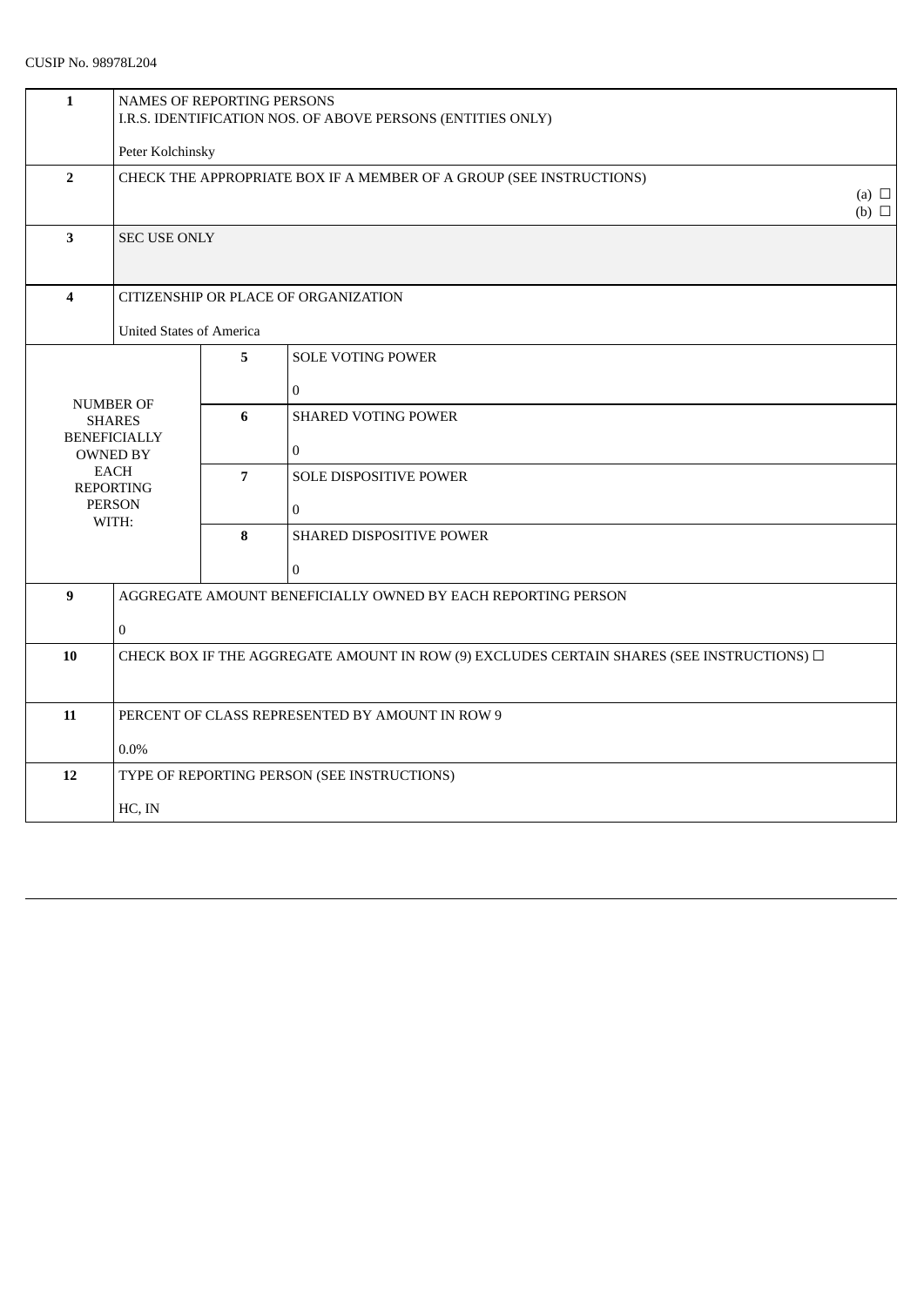CUSIP No. 98978L204

| | | | |
|---|---|---|---|
| 1 | NAMES OF REPORTING PERSONS<br>I.R.S. IDENTIFICATION NOS. OF ABOVE PERSONS (ENTITIES ONLY)<br><br>Peter Kolchinsky | | |
| 2 | CHECK THE APPROPRIATE BOX IF A MEMBER OF A GROUP (SEE INSTRUCTIONS)<br>(a) ☐<br>(b) ☐ | | |
| 3 | SEC USE ONLY | | |
| 4 | CITIZENSHIP OR PLACE OF ORGANIZATION<br><br>United States of America | | |
| NUMBER OF SHARES BENEFICIALLY OWNED BY EACH REPORTING PERSON WITH: | 5 | SOLE VOTING POWER<br><br>0 | |
| | 6 | SHARED VOTING POWER<br><br>0 | |
| | 7 | SOLE DISPOSITIVE POWER<br><br>0 | |
| | 8 | SHARED DISPOSITIVE POWER<br><br>0 | |
| 9 | AGGREGATE AMOUNT BENEFICIALLY OWNED BY EACH REPORTING PERSON<br><br>0 | | |
| 10 | CHECK BOX IF THE AGGREGATE AMOUNT IN ROW (9) EXCLUDES CERTAIN SHARES (SEE INSTRUCTIONS) ☐ | | |
| 11 | PERCENT OF CLASS REPRESENTED BY AMOUNT IN ROW 9<br><br>0.0% | | |
| 12 | TYPE OF REPORTING PERSON (SEE INSTRUCTIONS)<br><br>HC, IN | | |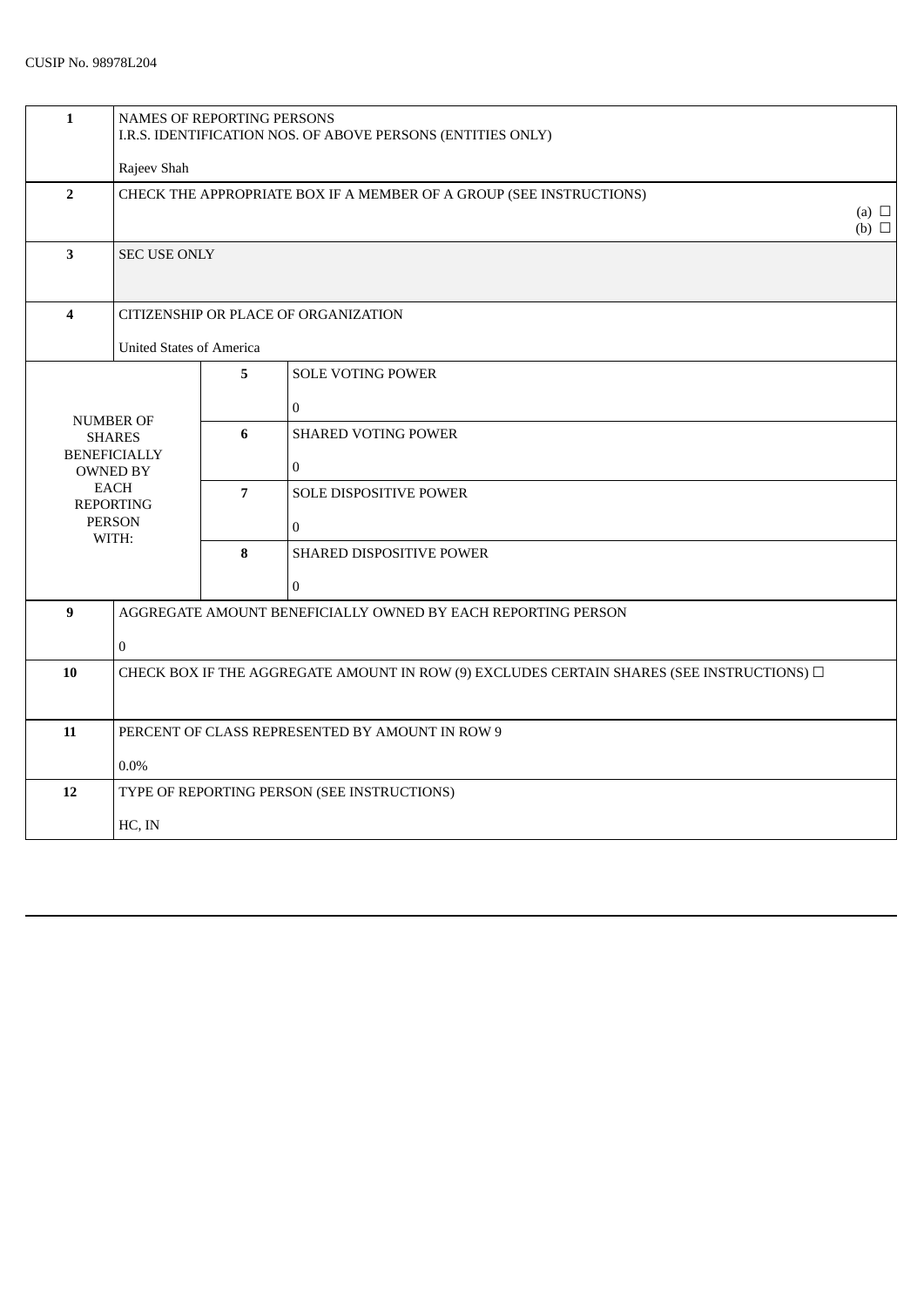CUSIP No. 98978L204

| | | | |
|---|---|---|---|
| **1** | NAMES OF REPORTING PERSONS<br>I.R.S. IDENTIFICATION NOS. OF ABOVE PERSONS (ENTITIES ONLY)<br><br>Rajeev Shah | | |
| **2** | CHECK THE APPROPRIATE BOX IF A MEMBER OF A GROUP (SEE INSTRUCTIONS)<br>(a) ☐<br>(b) ☐ | | |
| **3** | SEC USE ONLY | | |
| **4** | CITIZENSHIP OR PLACE OF ORGANIZATION<br><br>United States of America | | |
| NUMBER OF SHARES BENEFICIALLY OWNED BY EACH REPORTING PERSON WITH: | | **5** | SOLE VOTING POWER<br><br>0 |
| | | **6** | SHARED VOTING POWER<br><br>0 |
| | | **7** | SOLE DISPOSITIVE POWER<br><br>0 |
| | | **8** | SHARED DISPOSITIVE POWER<br><br>0 |
| **9** | AGGREGATE AMOUNT BENEFICIALLY OWNED BY EACH REPORTING PERSON<br><br>0 | | |
| **10** | CHECK BOX IF THE AGGREGATE AMOUNT IN ROW (9) EXCLUDES CERTAIN SHARES (SEE INSTRUCTIONS) ☐ | | |
| **11** | PERCENT OF CLASS REPRESENTED BY AMOUNT IN ROW 9<br><br>0.0% | | |
| **12** | TYPE OF REPORTING PERSON (SEE INSTRUCTIONS)<br><br>HC, IN | | |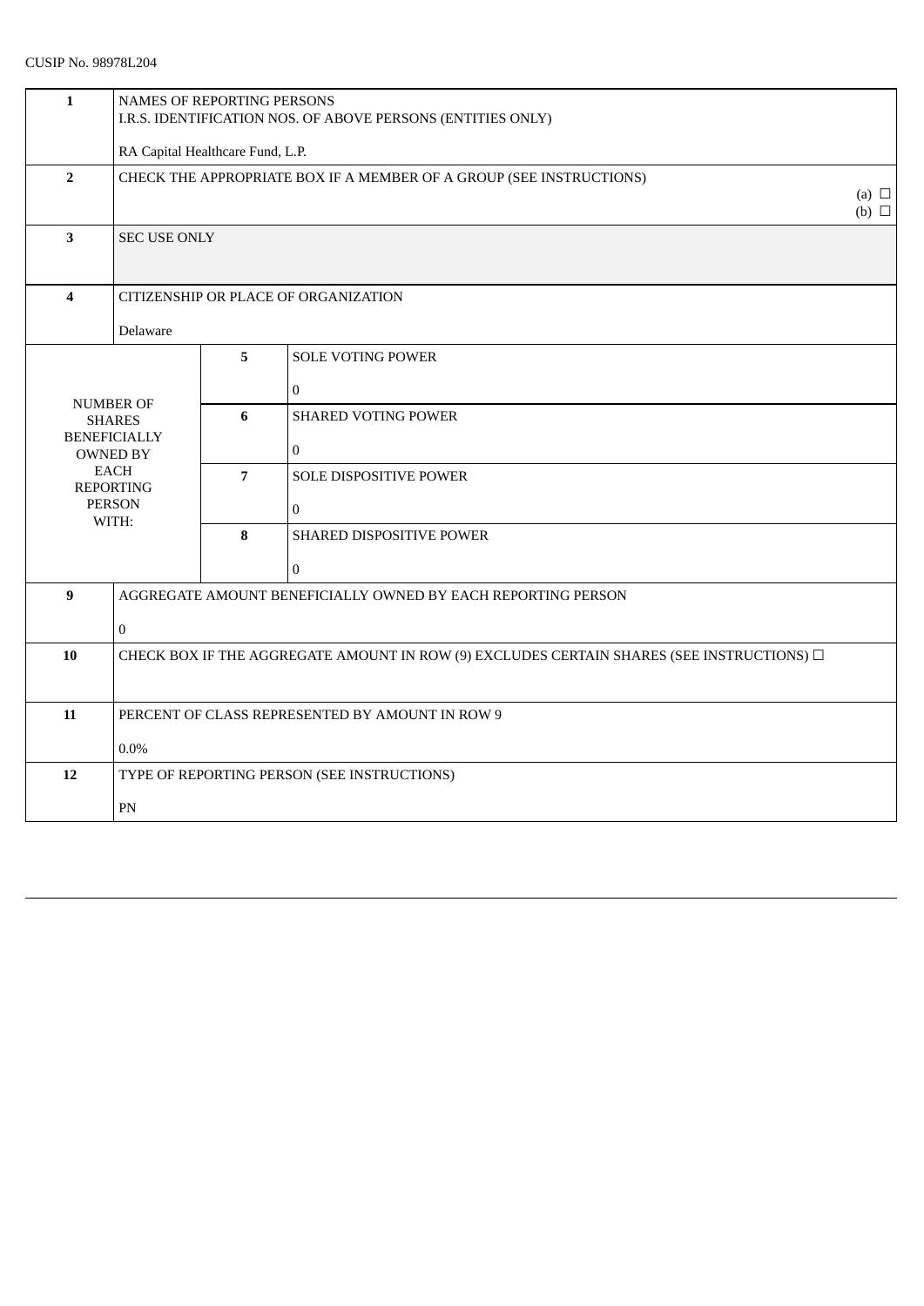CUSIP No. 98978L204

| | | | |
|---|---|---|---|
| **1** | NAMES OF REPORTING PERSONS<br>I.R.S. IDENTIFICATION NOS. OF ABOVE PERSONS (ENTITIES ONLY)<br><br>RA Capital Healthcare Fund, L.P. | | |
| **2** | CHECK THE APPROPRIATE BOX IF A MEMBER OF A GROUP (SEE INSTRUCTIONS)<br>(a) ☐<br>(b) ☐ | | |
| **3** | SEC USE ONLY | | |
| **4** | CITIZENSHIP OR PLACE OF ORGANIZATION<br><br>Delaware | | |
| NUMBER OF SHARES BENEFICIALLY OWNED BY EACH REPORTING PERSON WITH: | **5** | SOLE VOTING POWER<br><br>0 | |
| | **6** | SHARED VOTING POWER<br><br>0 | |
| | **7** | SOLE DISPOSITIVE POWER<br><br>0 | |
| | **8** | SHARED DISPOSITIVE POWER<br><br>0 | |
| **9** | AGGREGATE AMOUNT BENEFICIALLY OWNED BY EACH REPORTING PERSON<br><br>0 | | |
| **10** | CHECK BOX IF THE AGGREGATE AMOUNT IN ROW (9) EXCLUDES CERTAIN SHARES (SEE INSTRUCTIONS) ☐ | | |
| **11** | PERCENT OF CLASS REPRESENTED BY AMOUNT IN ROW 9<br><br>0.0% | | |
| **12** | TYPE OF REPORTING PERSON (SEE INSTRUCTIONS)<br><br>PN | | |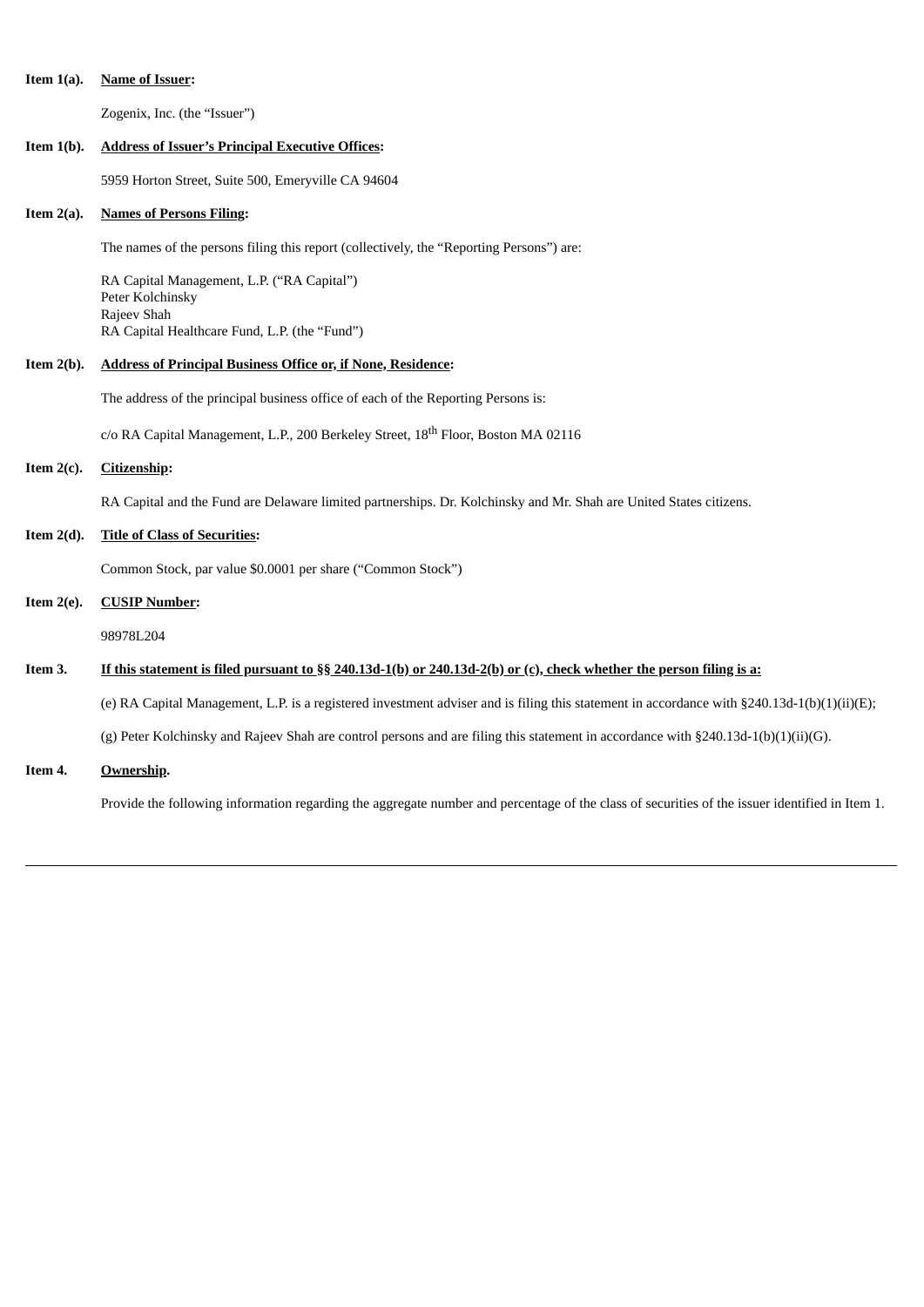**Item 1(a).** **Name of Issuer:**

Zogenix, Inc. (the "Issuer")

**Item 1(b).** **Address of Issuer's Principal Executive Offices:**

5959 Horton Street, Suite 500, Emeryville CA 94604

**Item 2(a).** **Names of Persons Filing:**

The names of the persons filing this report (collectively, the "Reporting Persons") are:

RA Capital Management, L.P. ("RA Capital")
Peter Kolchinsky
Rajeev Shah
RA Capital Healthcare Fund, L.P. (the "Fund")

**Item 2(b).** **Address of Principal Business Office or, if None, Residence:**

The address of the principal business office of each of the Reporting Persons is:

c/o RA Capital Management, L.P., 200 Berkeley Street, 18th Floor, Boston MA 02116

**Item 2(c).** **Citizenship:**

RA Capital and the Fund are Delaware limited partnerships. Dr. Kolchinsky and Mr. Shah are United States citizens.

**Item 2(d).** **Title of Class of Securities:**

Common Stock, par value $0.0001 per share ("Common Stock")

**Item 2(e).** **CUSIP Number:**

98978L204

**Item 3.** **If this statement is filed pursuant to §§ 240.13d-1(b) or 240.13d-2(b) or (c), check whether the person filing is a:**

(e) RA Capital Management, L.P. is a registered investment adviser and is filing this statement in accordance with §240.13d-1(b)(1)(ii)(E);

(g) Peter Kolchinsky and Rajeev Shah are control persons and are filing this statement in accordance with §240.13d-1(b)(1)(ii)(G).

**Item 4.** **Ownership.**

Provide the following information regarding the aggregate number and percentage of the class of securities of the issuer identified in Item 1.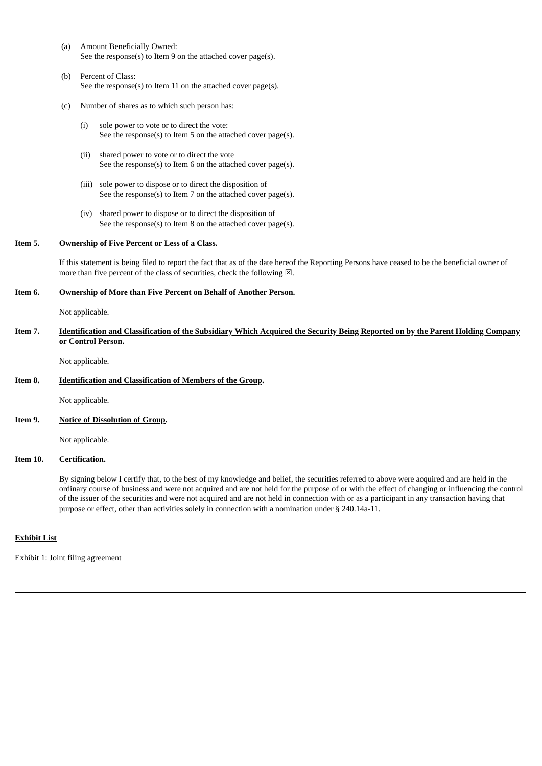(a) Amount Beneficially Owned:
See the response(s) to Item 9 on the attached cover page(s).

(b) Percent of Class:
See the response(s) to Item 11 on the attached cover page(s).

(c) Number of shares as to which such person has:

(i) sole power to vote or to direct the vote:
See the response(s) to Item 5 on the attached cover page(s).

(ii) shared power to vote or to direct the vote
See the response(s) to Item 6 on the attached cover page(s).

(iii) sole power to dispose or to direct the disposition of
See the response(s) to Item 7 on the attached cover page(s).

(iv) shared power to dispose or to direct the disposition of
See the response(s) to Item 8 on the attached cover page(s).

**Item 5. Ownership of Five Percent or Less of a Class.**

If this statement is being filed to report the fact that as of the date hereof the Reporting Persons have ceased to be the beneficial owner of more than five percent of the class of securities, check the following ☒.

**Item 6. Ownership of More than Five Percent on Behalf of Another Person.**

Not applicable.

**Item 7. Identification and Classification of the Subsidiary Which Acquired the Security Being Reported on by the Parent Holding Company or Control Person.**

Not applicable.

**Item 8. Identification and Classification of Members of the Group.**

Not applicable.

**Item 9. Notice of Dissolution of Group.**

Not applicable.

**Item 10. Certification.**

By signing below I certify that, to the best of my knowledge and belief, the securities referred to above were acquired and are held in the ordinary course of business and were not acquired and are not held for the purpose of or with the effect of changing or influencing the control of the issuer of the securities and were not acquired and are not held in connection with or as a participant in any transaction having that purpose or effect, other than activities solely in connection with a nomination under § 240.14a-11.

**Exhibit List**

Exhibit 1: Joint filing agreement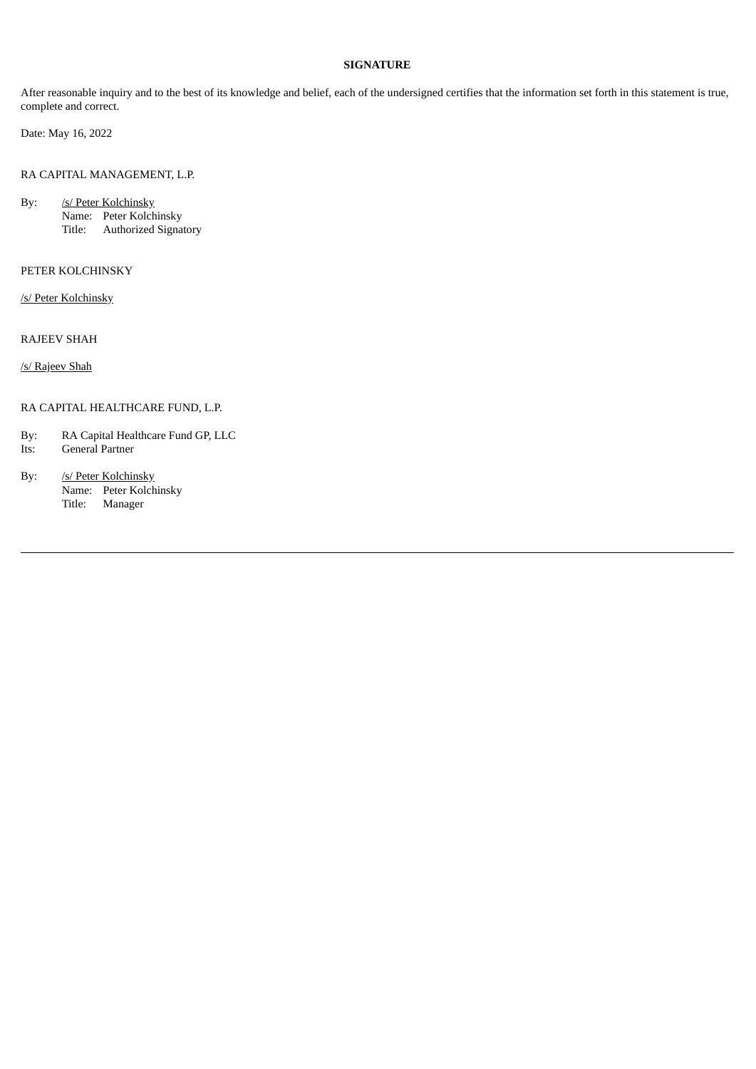**SIGNATURE**

After reasonable inquiry and to the best of its knowledge and belief, each of the undersigned certifies that the information set forth in this statement is true, complete and correct.

Date: May 16, 2022

RA CAPITAL MANAGEMENT, L.P.

By: /s/ Peter Kolchinsky
Name: Peter Kolchinsky
Title: Authorized Signatory

PETER KOLCHINSKY

/s/ Peter Kolchinsky

RAJEEV SHAH

/s/ Rajeev Shah

RA CAPITAL HEALTHCARE FUND, L.P.

By: RA Capital Healthcare Fund GP, LLC
Its: General Partner

By: /s/ Peter Kolchinsky
Name: Peter Kolchinsky
Title: Manager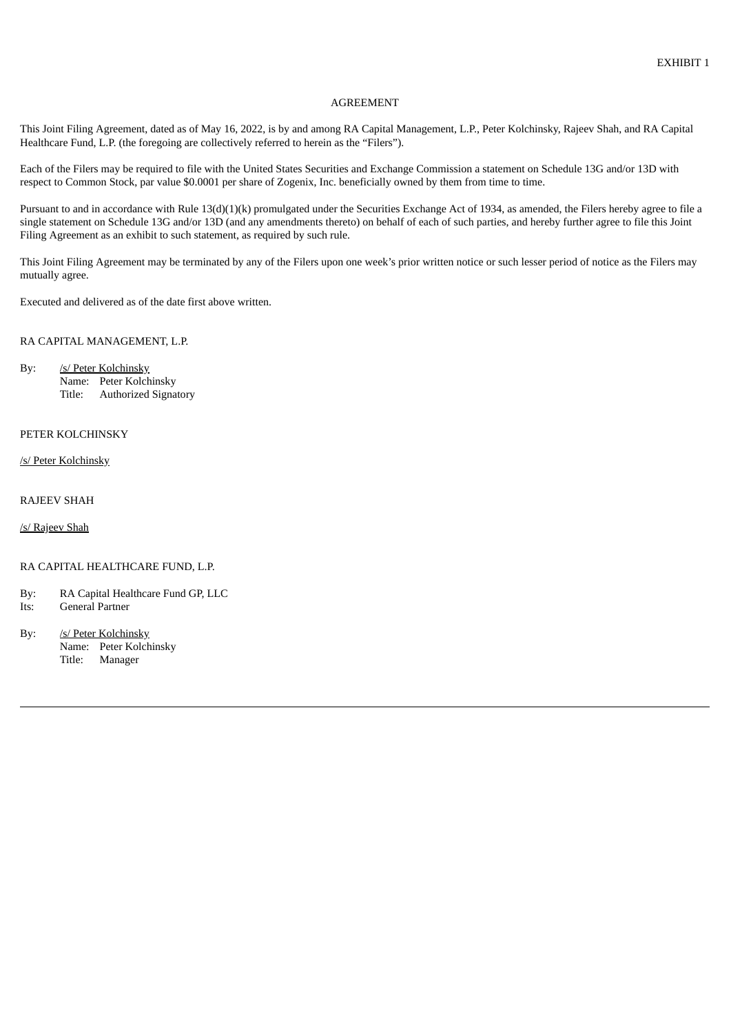EXHIBIT 1

AGREEMENT

This Joint Filing Agreement, dated as of May 16, 2022, is by and among RA Capital Management, L.P., Peter Kolchinsky, Rajeev Shah, and RA Capital Healthcare Fund, L.P. (the foregoing are collectively referred to herein as the "Filers").

Each of the Filers may be required to file with the United States Securities and Exchange Commission a statement on Schedule 13G and/or 13D with respect to Common Stock, par value $0.0001 per share of Zogenix, Inc. beneficially owned by them from time to time.

Pursuant to and in accordance with Rule 13(d)(1)(k) promulgated under the Securities Exchange Act of 1934, as amended, the Filers hereby agree to file a single statement on Schedule 13G and/or 13D (and any amendments thereto) on behalf of each of such parties, and hereby further agree to file this Joint Filing Agreement as an exhibit to such statement, as required by such rule.

This Joint Filing Agreement may be terminated by any of the Filers upon one week's prior written notice or such lesser period of notice as the Filers may mutually agree.

Executed and delivered as of the date first above written.

RA CAPITAL MANAGEMENT, L.P.

By: /s/ Peter Kolchinsky
Name: Peter Kolchinsky
Title: Authorized Signatory

PETER KOLCHINSKY

/s/ Peter Kolchinsky

RAJEEV SHAH

/s/ Rajeev Shah

RA CAPITAL HEALTHCARE FUND, L.P.

By: RA Capital Healthcare Fund GP, LLC
Its: General Partner

By: /s/ Peter Kolchinsky
Name: Peter Kolchinsky
Title: Manager